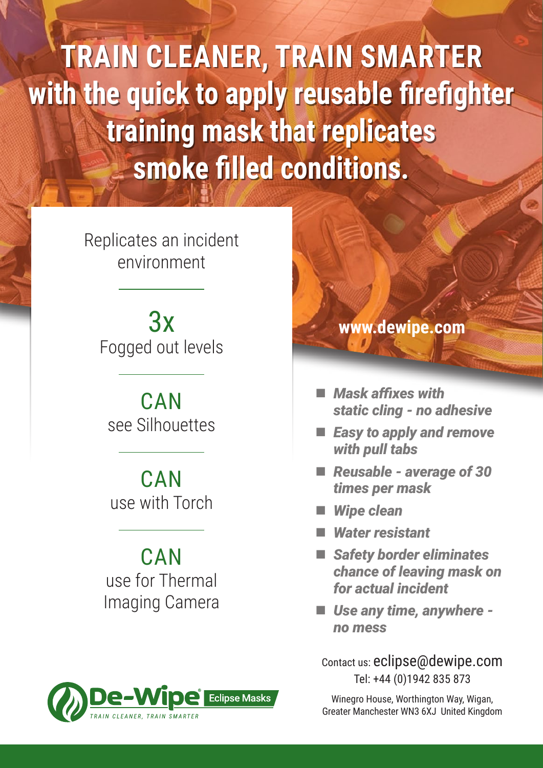# TRAIN CLEANER, TRAIN SMARTER with the quick to apply reusable firefighter training mask that replicates smoke filled conditions.

Replicates an incident environment

**3x**
Fogged out levels

**CAN**
see Silhouettes

**CAN**
use with Torch

**CAN**
use for Thermal Imaging Camera

**www.dewipe.com**

- ***Mask affixes with static cling - no adhesive***
- ***Easy to apply and remove with pull tabs***
- ***Reusable - average of 30 times per mask***
- ***Wipe clean***
- ***Water resistant***
- ***Safety border eliminates chance of leaving mask on for actual incident***
- ***Use any time, anywhere - no mess***

Contact us: eclipse@dewipe.com
Tel: +44 (0)1942 835 873

Winegro House, Worthington Way, Wigan, Greater Manchester WN3 6XJ United Kingdom

De-Wipe® Eclipse Masks
TRAIN CLEANER, TRAIN SMARTER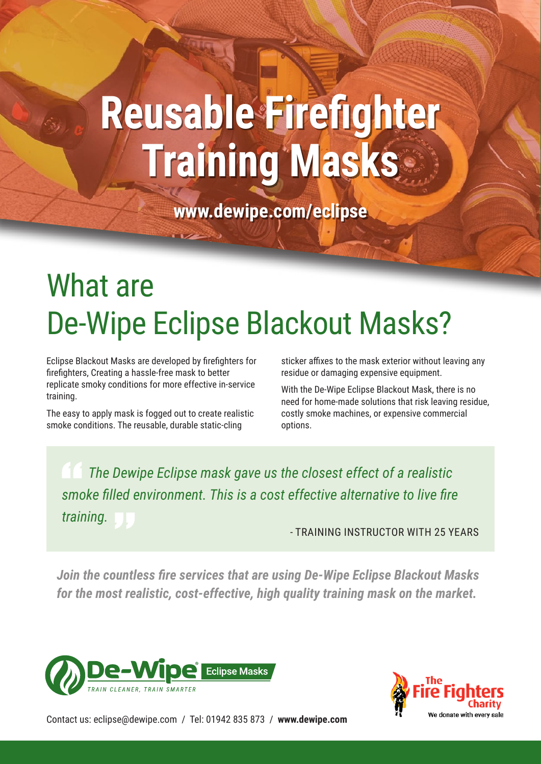# Reusable Firefighter Training Masks

**www.dewipe.com/eclipse**

## What are De-Wipe Eclipse Blackout Masks?

Eclipse Blackout Masks are developed by firefighters for firefighters, Creating a hassle-free mask to better replicate smoky conditions for more effective in-service training.

The easy to apply mask is fogged out to create realistic smoke conditions. The reusable, durable static-cling sticker affixes to the mask exterior without leaving any residue or damaging expensive equipment.

With the De-Wipe Eclipse Blackout Mask, there is no need for home-made solutions that risk leaving residue, costly smoke machines, or expensive commercial options.

> *The Dewipe Eclipse mask gave us the closest effect of a realistic smoke filled environment. This is a cost effective alternative to live fire training.*
>
> \- TRAINING INSTRUCTOR WITH 25 YEARS

***Join the countless fire services that are using De-Wipe Eclipse Blackout Masks for the most realistic, cost-effective, high quality training mask on the market.***

De-Wipe® Eclipse Masks

TRAIN CLEANER, TRAIN SMARTER

The Fire Fighters Charity

We donate with every sale

Contact us: eclipse@dewipe.com / Tel: 01942 835 873 / **www.dewipe.com**